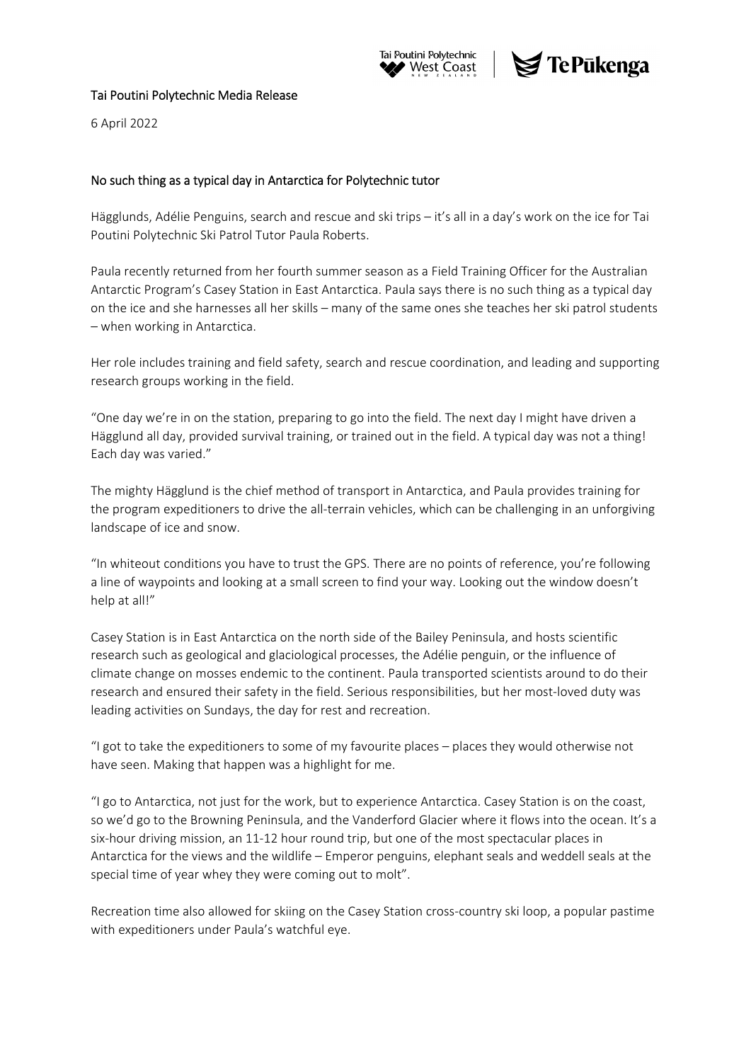Tai Poutini Polytechnic Media Release

6 April 2022

## No such thing as a typical day in Antarctica for Polytechnic tutor

Hägglunds, Adélie Penguins, search and rescue and ski trips – it's all in a day's work on the ice for Tai Poutini Polytechnic Ski Patrol Tutor Paula Roberts.

Paula recently returned from her fourth summer season as a Field Training Officer for the Australian Antarctic Program's Casey Station in East Antarctica. Paula says there is no such thing as a typical day on the ice and she harnesses all her skills – many of the same ones she teaches her ski patrol students – when working in Antarctica.

Her role includes training and field safety, search and rescue coordination, and leading and supporting research groups working in the field.

"One day we're in on the station, preparing to go into the field. The next day I might have driven a Hägglund all day, provided survival training, or trained out in the field. A typical day was not a thing! Each day was varied."

The mighty Hägglund is the chief method of transport in Antarctica, and Paula provides training for the program expeditioners to drive the all-terrain vehicles, which can be challenging in an unforgiving landscape of ice and snow.

"In whiteout conditions you have to trust the GPS. There are no points of reference, you're following a line of waypoints and looking at a small screen to find your way. Looking out the window doesn't help at all!"

Casey Station is in East Antarctica on the north side of the Bailey Peninsula, and hosts scientific research such as geological and glaciological processes, the Adélie penguin, or the influence of climate change on mosses endemic to the continent. Paula transported scientists around to do their research and ensured their safety in the field. Serious responsibilities, but her most-loved duty was leading activities on Sundays, the day for rest and recreation.

"I got to take the expeditioners to some of my favourite places – places they would otherwise not have seen. Making that happen was a highlight for me.

"I go to Antarctica, not just for the work, but to experience Antarctica. Casey Station is on the coast, so we'd go to the Browning Peninsula, and the Vanderford Glacier where it flows into the ocean. It's a six-hour driving mission, an 11-12 hour round trip, but one of the most spectacular places in Antarctica for the views and the wildlife – Emperor penguins, elephant seals and weddell seals at the special time of year whey they were coming out to molt".

Recreation time also allowed for skiing on the Casey Station cross-country ski loop, a popular pastime with expeditioners under Paula's watchful eye.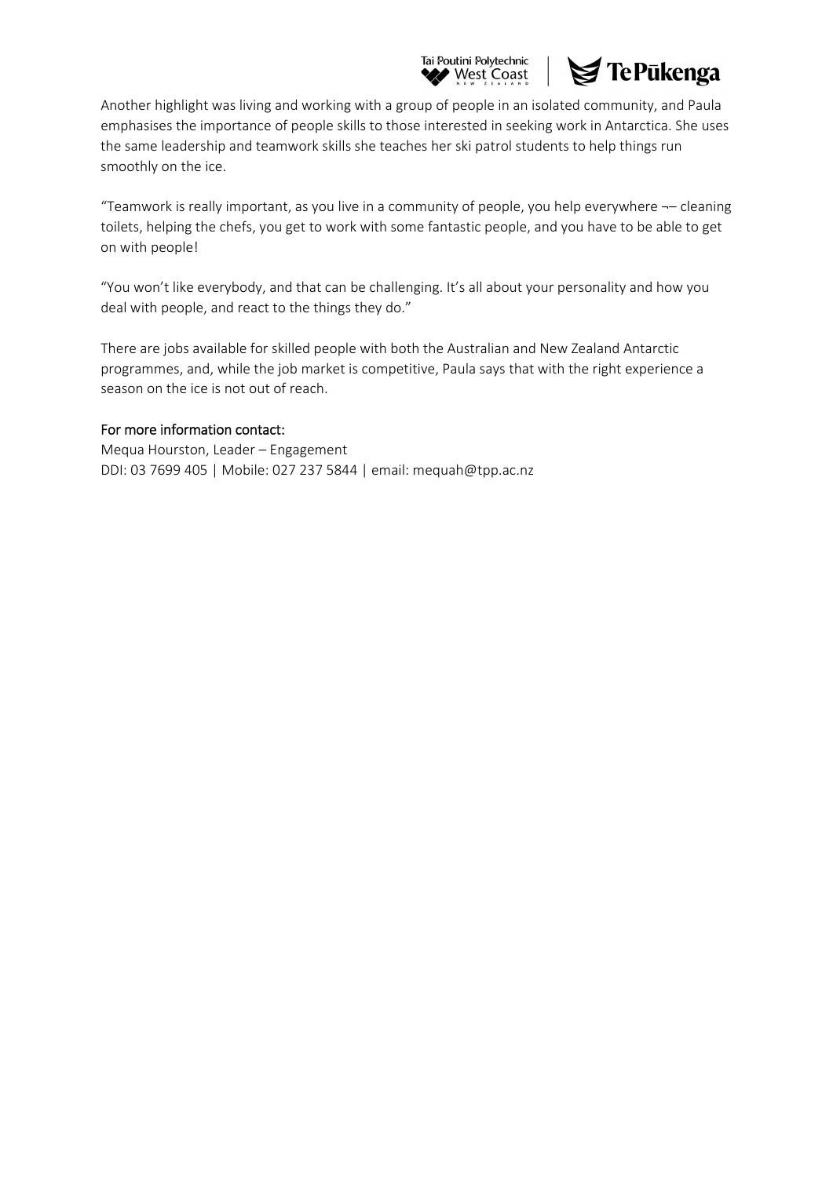Another highlight was living and working with a group of people in an isolated community, and Paula emphasises the importance of people skills to those interested in seeking work in Antarctica. She uses the same leadership and teamwork skills she teaches her ski patrol students to help things run smoothly on the ice.

"Teamwork is really important, as you live in a community of people, you help everywhere ¬– cleaning toilets, helping the chefs, you get to work with some fantastic people, and you have to be able to get on with people!

"You won't like everybody, and that can be challenging. It's all about your personality and how you deal with people, and react to the things they do."

There are jobs available for skilled people with both the Australian and New Zealand Antarctic programmes, and, while the job market is competitive, Paula says that with the right experience a season on the ice is not out of reach.

For more information contact:
Mequa Hourston, Leader – Engagement
DDI: 03 7699 405 | Mobile: 027 237 5844 | email: mequah@tpp.ac.nz